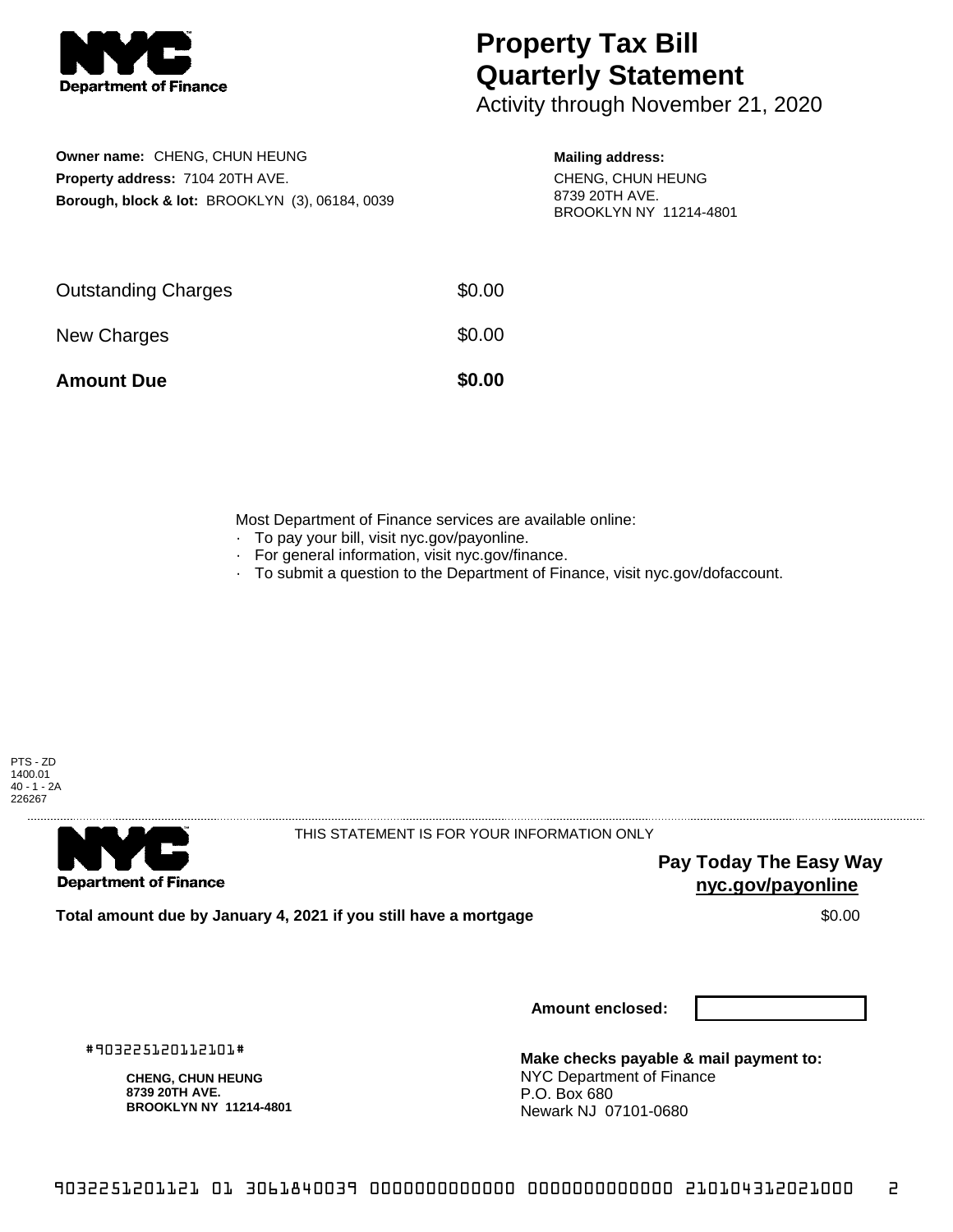# Property Tax Bill Quarterly Statement

Activity through November 21, 2020

**Owner name:** CHENG, CHUN HEUNG
**Property address:** 7104 20TH AVE.
**Borough, block & lot:** BROOKLYN (3), 06184, 0039

**Mailing address:**
CHENG, CHUN HEUNG
8739 20TH AVE.
BROOKLYN NY 11214-4801

| | |
|---|---|
| Outstanding Charges | $0.00 |
| New Charges | $0.00 |
| **Amount Due** | **$0.00** |

Most Department of Finance services are available online:
- To pay your bill, visit nyc.gov/payonline.
- For general information, visit nyc.gov/finance.
- To submit a question to the Department of Finance, visit nyc.gov/dofaccount.

PTS - ZD
1400.01
40 - 1 - 2A
226267

THIS STATEMENT IS FOR YOUR INFORMATION ONLY

**Pay Today The Easy Way**
**nyc.gov/payonline**

**Total amount due by January 4, 2021 if you still have a mortgage** $0.00

**Amount enclosed:**

#903225120112101#

**CHENG, CHUN HEUNG**
**8739 20TH AVE.**
**BROOKLYN NY 11214-4801**

**Make checks payable & mail payment to:**
NYC Department of Finance
P.O. Box 680
Newark NJ 07101-0680

9032251201121 01 3061840039 0000000000000 0000000000000 210104312021000 2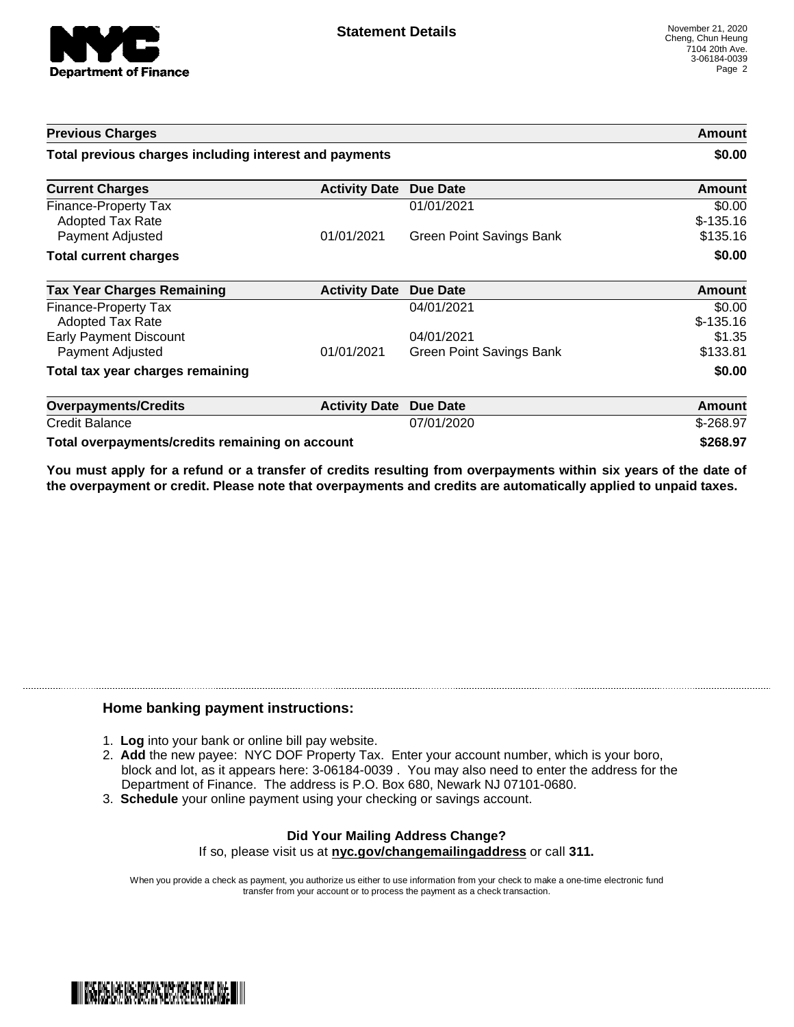NYC Department of Finance

# Statement Details

November 21, 2020
Cheng, Chun Heung
7104 20th Ave.
3-06184-0039

| Previous Charges | | | Amount |
|---|---|---|---|
| **Total previous charges including interest and payments** | | | **$0.00** |

| Current Charges | Activity Date | Due Date | Amount |
|---|---|---|---|
| Finance-Property Tax | | 01/01/2021 | $0.00 |
| Adopted Tax Rate | | | $-135.16 |
| Payment Adjusted | 01/01/2021 | Green Point Savings Bank | $135.16 |
| **Total current charges** | | | **$0.00** |

| Tax Year Charges Remaining | Activity Date | Due Date | Amount |
|---|---|---|---|
| Finance-Property Tax | | 04/01/2021 | $0.00 |
| Adopted Tax Rate | | | $-135.16 |
| Early Payment Discount | | 04/01/2021 | $1.35 |
| Payment Adjusted | 01/01/2021 | Green Point Savings Bank | $133.81 |
| **Total tax year charges remaining** | | | **$0.00** |

| Overpayments/Credits | Activity Date | Due Date | Amount |
|---|---|---|---|
| Credit Balance | | 07/01/2020 | $-268.97 |
| **Total overpayments/credits remaining on account** | | | **$268.97** |

**You must apply for a refund or a transfer of credits resulting from overpayments within six years of the date of the overpayment or credit. Please note that overpayments and credits are automatically applied to unpaid taxes.**

### Home banking payment instructions:

1. **Log** into your bank or online bill pay website.
2. **Add** the new payee: NYC DOF Property Tax. Enter your account number, which is your boro, block and lot, as it appears here: 3-06184-0039 . You may also need to enter the address for the Department of Finance. The address is P.O. Box 680, Newark NJ 07101-0680.
3. **Schedule** your online payment using your checking or savings account.

**Did Your Mailing Address Change?**
If so, please visit us at **nyc.gov/changemailingaddress** or call **311.**

When you provide a check as payment, you authorize us either to use information from your check to make a one-time electronic fund transfer from your account or to process the payment as a check transaction.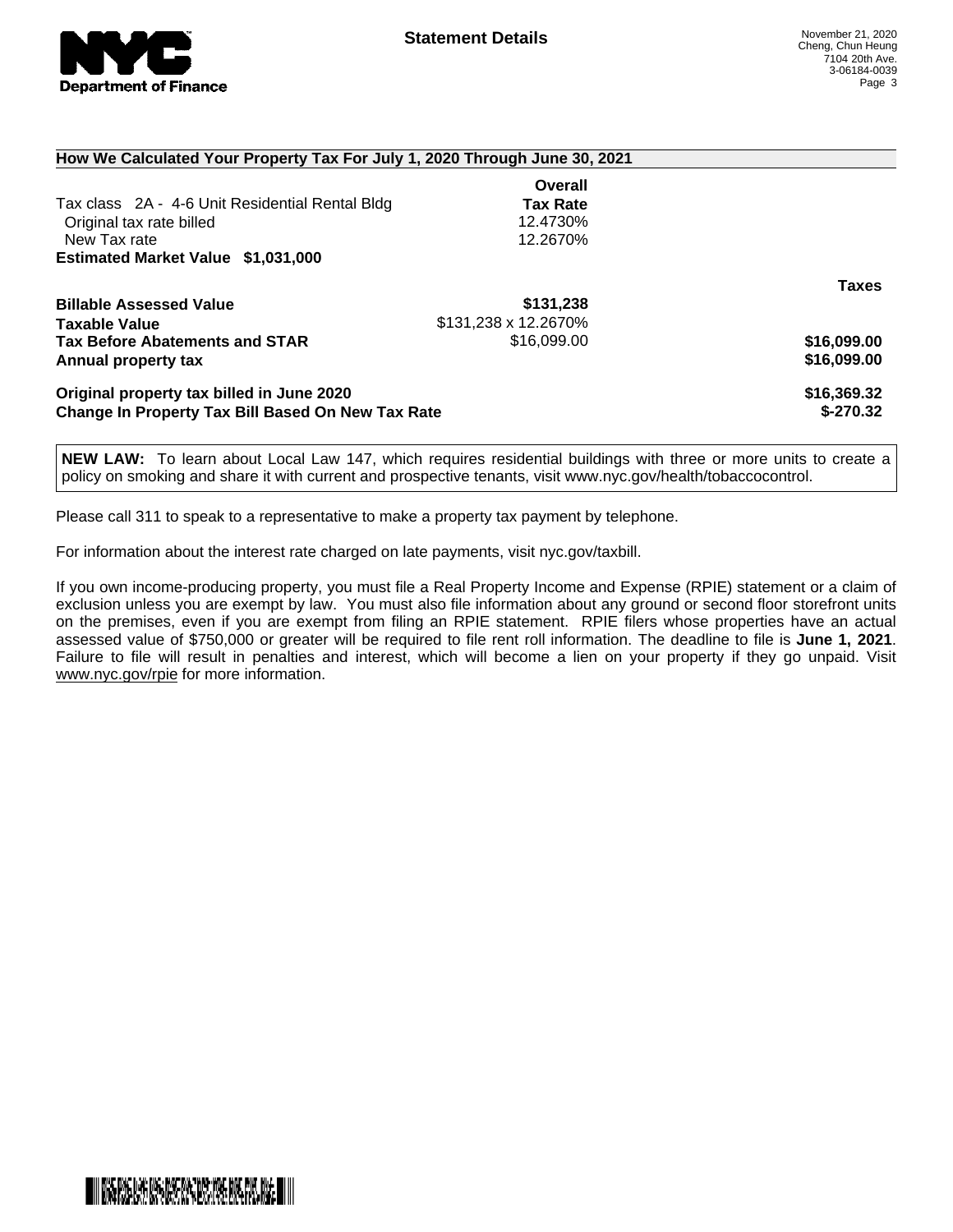**Statement Details**

November 21, 2020
Cheng, Chun Heung
7104 20th Ave.
3-06184-0039

## How We Calculated Your Property Tax For July 1, 2020 Through June 30, 2021

| | Overall Tax Rate | Taxes |
|---|---|---|
| Tax class 2A - 4-6 Unit Residential Rental Bldg | | |
| Original tax rate billed | 12.4730% | |
| New Tax rate | 12.2670% | |
| **Estimated Market Value $1,031,000** | | |
| **Billable Assessed Value** | **$131,238** | |
| **Taxable Value** | $131,238 x 12.2670% | |
| **Tax Before Abatements and STAR** | $16,099.00 | **$16,099.00** |
| **Annual property tax** | | **$16,099.00** |
| **Original property tax billed in June 2020** | | **$16,369.32** |
| **Change In Property Tax Bill Based On New Tax Rate** | | **$-270.32** |

**NEW LAW:** To learn about Local Law 147, which requires residential buildings with three or more units to create a policy on smoking and share it with current and prospective tenants, visit www.nyc.gov/health/tobaccocontrol.

Please call 311 to speak to a representative to make a property tax payment by telephone.

For information about the interest rate charged on late payments, visit nyc.gov/taxbill.

If you own income-producing property, you must file a Real Property Income and Expense (RPIE) statement or a claim of exclusion unless you are exempt by law. You must also file information about any ground or second floor storefront units on the premises, even if you are exempt from filing an RPIE statement. RPIE filers whose properties have an actual assessed value of $750,000 or greater will be required to file rent roll information. The deadline to file is **June 1, 2021**. Failure to file will result in penalties and interest, which will become a lien on your property if they go unpaid. Visit www.nyc.gov/rpie for more information.